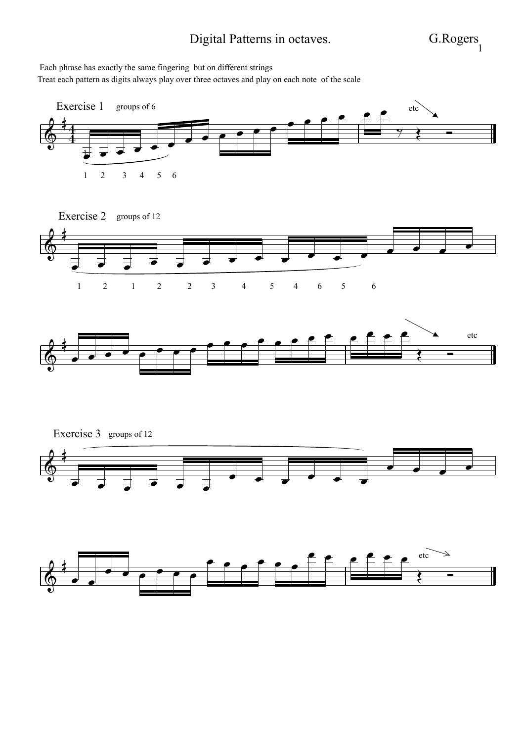# Digital Patterns in octaves.

G.Rogers

Each phrase has exactly the same fingering but on different strings

Treat each pattern as digits always play over three octaves and play on each note of the scale

## Exercise 1 groups of 6

1 2 3 4 5 6

etc

## Exercise 2 groups of 12

1 2 1 2 2 3 4 5 4 6 5 6

etc

## Exercise 3 groups of 12

etc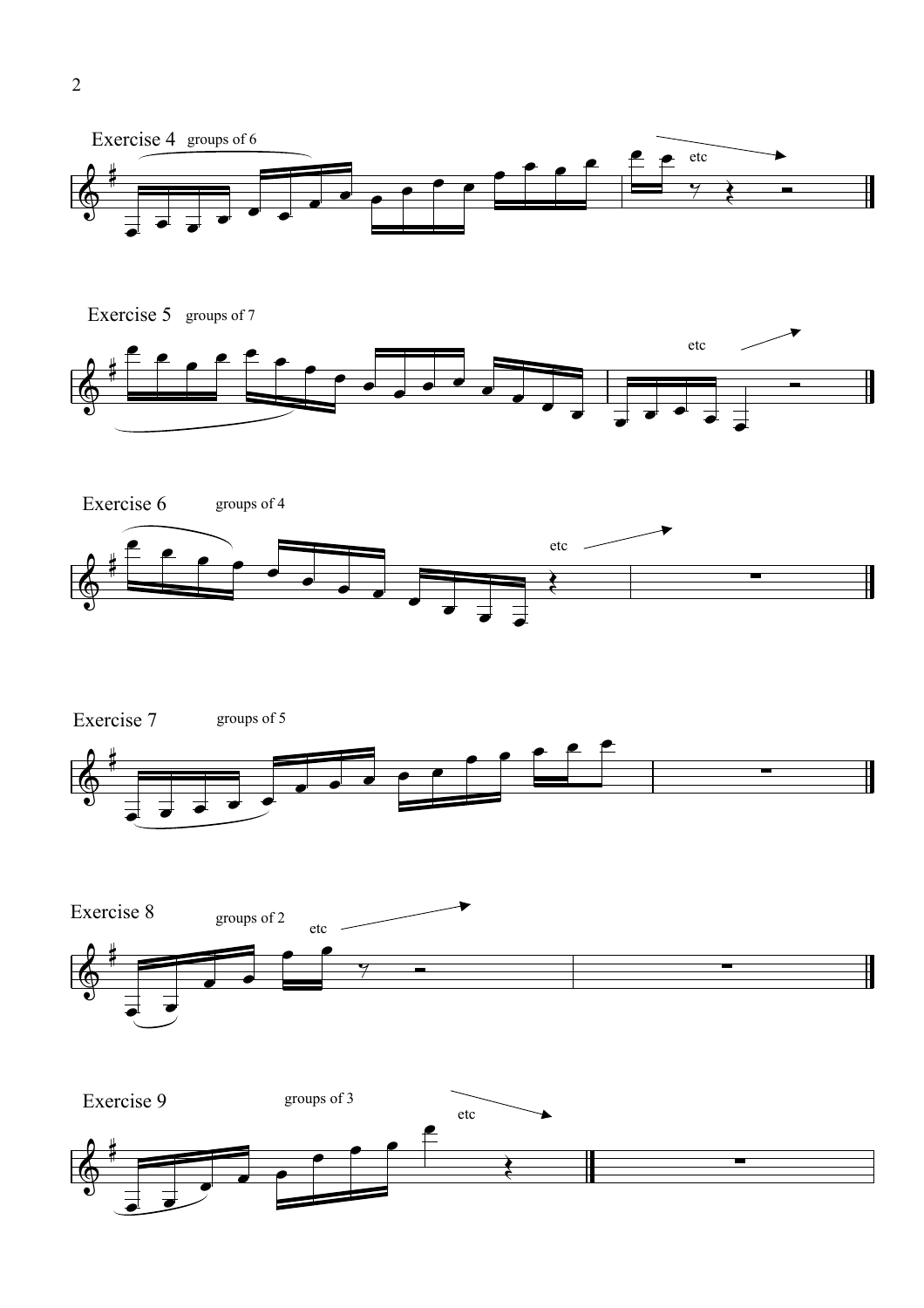Exercise 4 groups of 6

etc

Exercise 5 groups of 7

etc

Exercise 6 groups of 4

etc

Exercise 7 groups of 5

Exercise 8 groups of 2

etc

Exercise 9 groups of 3

etc